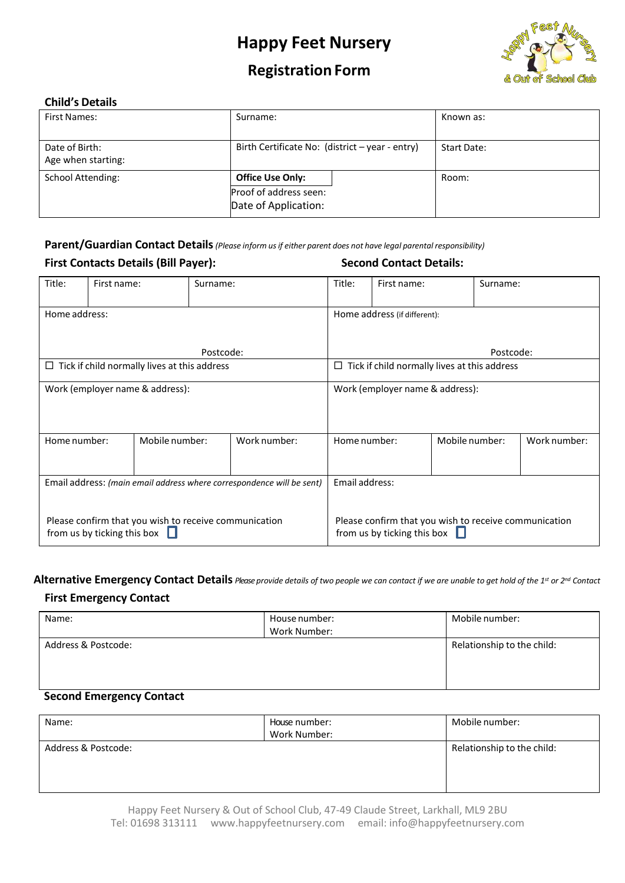# Happy Feet Nursery

## Registration Form

### Child's Details

| First Names: | Surname: | Known as: |
|---|---|---|
| Date of Birth:<br>Age when starting: | Birth Certificate No: (district – year - entry) | Start Date: |
| School Attending: | **Office Use Only:**<br>Proof of address seen:<br>Date of Application: | Room: |

### Parent/Guardian Contact Details *(Please inform us if either parent does not have legal parental responsibility)*

**First Contacts Details (Bill Payer):** | **Second Contact Details:**

| Title: | First name: | Surname: | Title: | First name: | Surname: |
|---|---|---|---|---|---|
| Home address:<br><br>Postcode: | | | Home address (if different):<br><br>Postcode: | | |
| ☐ Tick if child normally lives at this address | | | ☐ Tick if child normally lives at this address | | |
| Work (employer name & address): | | | Work (employer name & address): | | |
| Home number: | Mobile number: | Work number: | Home number: | Mobile number: | Work number: |
| Email address: *(main email address where correspondence will be sent)*<br><br>Please confirm that you wish to receive communication from us by ticking this box ☐ | | | Email address:<br><br>Please confirm that you wish to receive communication from us by ticking this box ☐ | | |

### Alternative Emergency Contact Details *Please provide details of two people we can contact if we are unable to get hold of the 1st or 2nd Contact*

**First Emergency Contact**

| Name: | House number:<br>Work Number: | Mobile number: |
|---|---|---|
| Address & Postcode: | | Relationship to the child: |

**Second Emergency Contact**

| Name: | House number:<br>Work Number: | Mobile number: |
|---|---|---|
| Address & Postcode: | | Relationship to the child: |

Happy Feet Nursery & Out of School Club, 47-49 Claude Street, Larkhall, ML9 2BU
Tel: 01698 313111 www.happyfeetnursery.com email: info@happyfeetnursery.com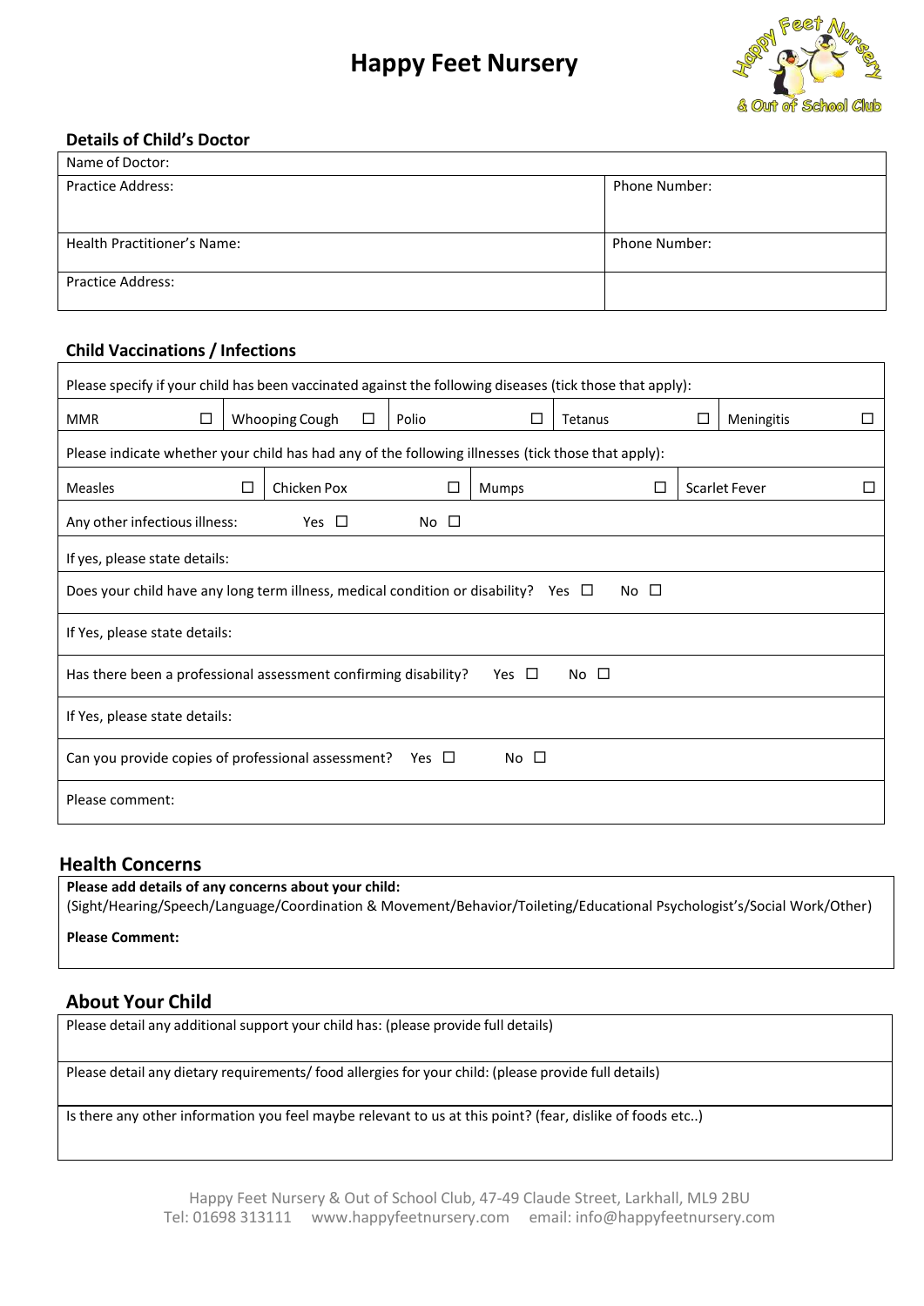# Happy Feet Nursery

### Details of Child's Doctor

| Name of Doctor: | |
|---|---|
| Practice Address: | Phone Number: |
| Health Practitioner's Name: | Phone Number: |
| Practice Address: | |

### Child Vaccinations / Infections

Please specify if your child has been vaccinated against the following diseases (tick those that apply):

| MMR ☐ | Whooping Cough ☐ | Polio ☐ | Tetanus ☐ | Meningitis ☐ |
|---|---|---|---|---|

Please indicate whether your child has had any of the following illnesses (tick those that apply):

| Measles ☐ | Chicken Pox ☐ | Mumps ☐ | Scarlet Fever ☐ |
|---|---|---|---|

Any other infectious illness: Yes ☐ No ☐

If yes, please state details:

Does your child have any long term illness, medical condition or disability? Yes ☐ No ☐

If Yes, please state details:

Has there been a professional assessment confirming disability? Yes ☐ No ☐

If Yes, please state details:

Can you provide copies of professional assessment? Yes ☐ No ☐

Please comment:

## Health Concerns

**Please add details of any concerns about your child:**
(Sight/Hearing/Speech/Language/Coordination & Movement/Behavior/Toileting/Educational Psychologist's/Social Work/Other)

**Please Comment:**

## About Your Child

Please detail any additional support your child has: (please provide full details)

Please detail any dietary requirements/ food allergies for your child: (please provide full details)

Is there any other information you feel maybe relevant to us at this point? (fear, dislike of foods etc..)

Happy Feet Nursery & Out of School Club, 47-49 Claude Street, Larkhall, ML9 2BU
Tel: 01698 313111 www.happyfeetnursery.com email: info@happyfeetnursery.com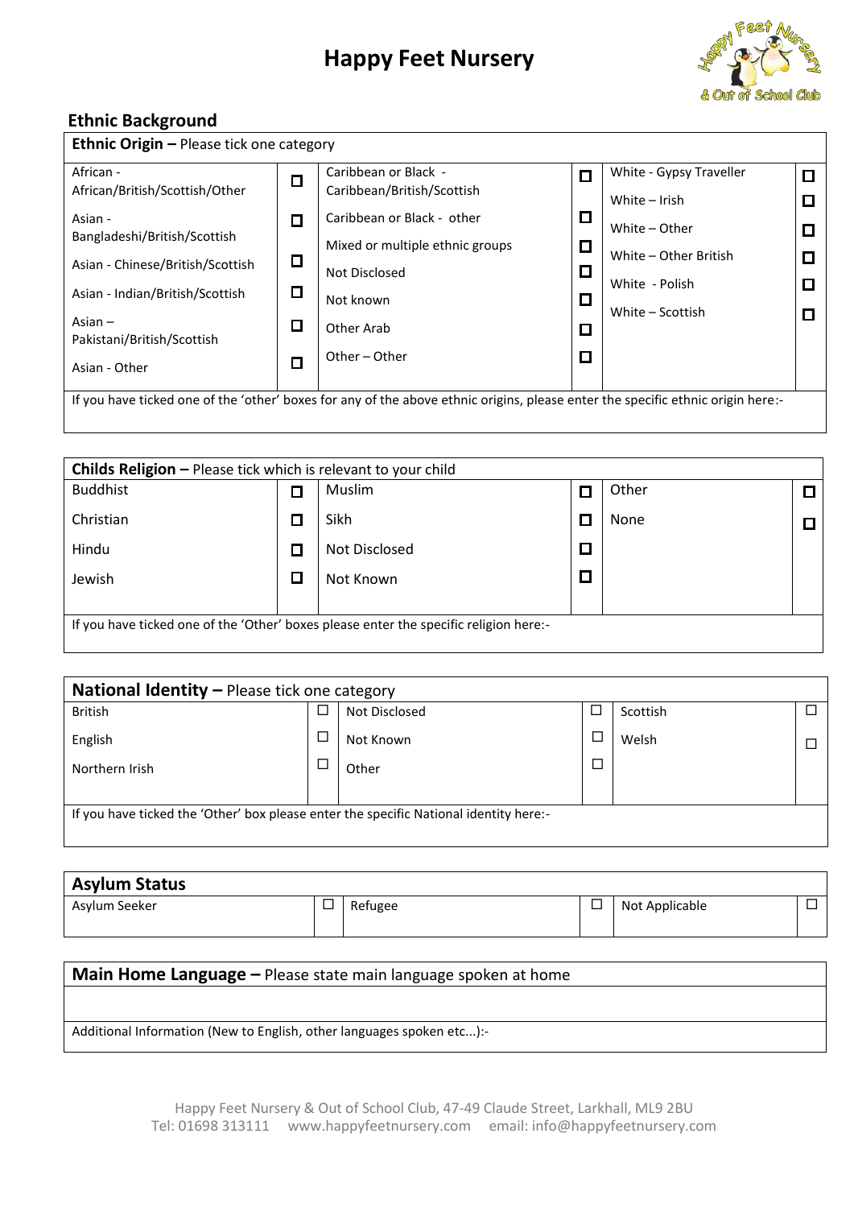# Happy Feet Nursery

## Ethnic Background

| Ethnic Origin – Please tick one category | | | | | |
|---|---|---|---|---|---|
| African - African/British/Scottish/Other | ☐ | Caribbean or Black - Caribbean/British/Scottish | ☐ | White - Gypsy Traveller | ☐ |
| Asian - Bangladeshi/British/Scottish | ☐ | Caribbean or Black - other | ☐ | White – Irish | ☐ |
| Asian - Chinese/British/Scottish | ☐ | Mixed or multiple ethnic groups | ☐ | White – Other | ☐ |
| Asian - Indian/British/Scottish | ☐ | Not Disclosed | ☐ | White – Other British | ☐ |
| Asian – Pakistani/British/Scottish | ☐ | Not known | ☐ | White - Polish | ☐ |
| Asian - Other | ☐ | Other Arab | ☐ | White – Scottish | ☐ |
| | | Other – Other | ☐ | | |

If you have ticked one of the 'other' boxes for any of the above ethnic origins, please enter the specific ethnic origin here:-

| Childs Religion – Please tick which is relevant to your child | | | | | |
|---|---|---|---|---|---|
| Buddhist | ☐ | Muslim | ☐ | Other | ☐ |
| Christian | ☐ | Sikh | ☐ | None | ☐ |
| Hindu | ☐ | Not Disclosed | ☐ | | |
| Jewish | ☐ | Not Known | ☐ | | |

If you have ticked one of the 'Other' boxes please enter the specific religion here:-

| National Identity – Please tick one category | | | | | |
|---|---|---|---|---|---|
| British | ☐ | Not Disclosed | ☐ | Scottish | ☐ |
| English | ☐ | Not Known | ☐ | Welsh | ☐ |
| Northern Irish | ☐ | Other | ☐ | | |

If you have ticked the 'Other' box please enter the specific National identity here:-

| Asylum Status | | | | | |
|---|---|---|---|---|---|
| Asylum Seeker | ☐ | Refugee | ☐ | Not Applicable | ☐ |

| Main Home Language – Please state main language spoken at home |
|---|
| |
| Additional Information (New to English, other languages spoken etc...):- |

Happy Feet Nursery & Out of School Club, 47-49 Claude Street, Larkhall, ML9 2BU
Tel: 01698 313111 www.happyfeetnursery.com email: info@happyfeetnursery.com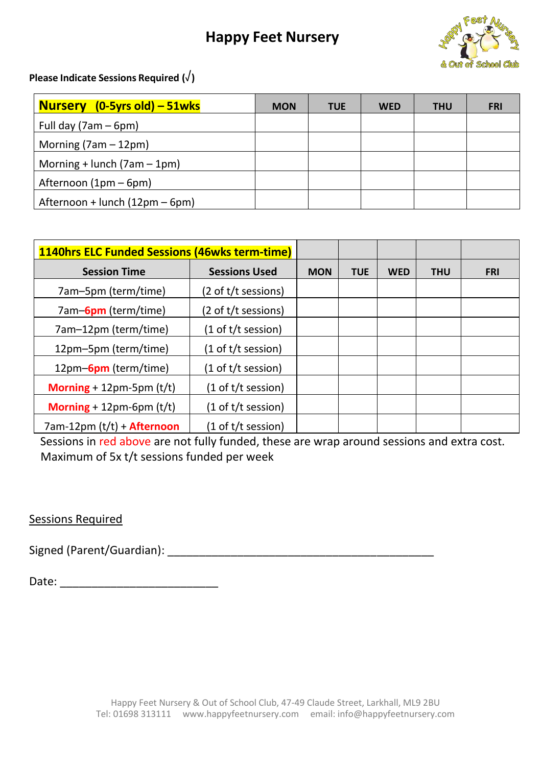# Happy Feet Nursery

**Please Indicate Sessions Required (√)**

| **Nursery (0-5yrs old) – 51wks** | MON | TUE | WED | THU | FRI |
|---|---|---|---|---|---|
| Full day (7am – 6pm) | | | | | |
| Morning (7am – 12pm) | | | | | |
| Morning + lunch (7am – 1pm) | | | | | |
| Afternoon (1pm – 6pm) | | | | | |
| Afternoon + lunch (12pm – 6pm) | | | | | |

| **1140hrs ELC Funded Sessions (46wks term-time)** | | | | | | |
|---|---|---|---|---|---|---|
| **Session Time** | **Sessions Used** | **MON** | **TUE** | **WED** | **THU** | **FRI** |
| 7am–5pm (term/time) | (2 of t/t sessions) | | | | | |
| 7am–**6pm** (term/time) | (2 of t/t sessions) | | | | | |
| 7am–12pm (term/time) | (1 of t/t session) | | | | | |
| 12pm–5pm (term/time) | (1 of t/t session) | | | | | |
| 12pm–**6pm** (term/time) | (1 of t/t session) | | | | | |
| **Morning** + 12pm-5pm (t/t) | (1 of t/t session) | | | | | |
| **Morning** + 12pm-6pm (t/t) | (1 of t/t session) | | | | | |
| 7am-12pm (t/t) + **Afternoon** | (1 of t/t session) | | | | | |

Sessions in red above are not fully funded, these are wrap around sessions and extra cost.
Maximum of 5x t/t sessions funded per week

Sessions Required

Signed (Parent/Guardian): ___________________________________________

Date: _________________________

Happy Feet Nursery & Out of School Club, 47-49 Claude Street, Larkhall, ML9 2BU
Tel: 01698 313111 www.happyfeetnursery.com email: info@happyfeetnursery.com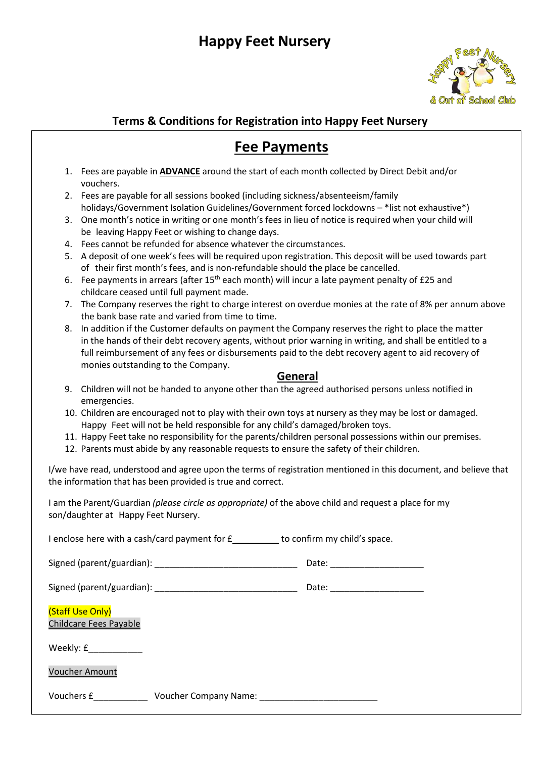# Happy Feet Nursery

## Terms & Conditions for Registration into Happy Feet Nursery

## Fee Payments

1. Fees are payable in **ADVANCE** around the start of each month collected by Direct Debit and/or vouchers.
2. Fees are payable for all sessions booked (including sickness/absenteeism/family holidays/Government Isolation Guidelines/Government forced lockdowns – *list not exhaustive*)
3. One month's notice in writing or one month's fees in lieu of notice is required when your child will be leaving Happy Feet or wishing to change days.
4. Fees cannot be refunded for absence whatever the circumstances.
5. A deposit of one week's fees will be required upon registration. This deposit will be used towards part of their first month's fees, and is non-refundable should the place be cancelled.
6. Fee payments in arrears (after 15th each month) will incur a late payment penalty of £25 and childcare ceased until full payment made.
7. The Company reserves the right to charge interest on overdue monies at the rate of 8% per annum above the bank base rate and varied from time to time.
8. In addition if the Customer defaults on payment the Company reserves the right to place the matter in the hands of their debt recovery agents, without prior warning in writing, and shall be entitled to a full reimbursement of any fees or disbursements paid to the debt recovery agent to aid recovery of monies outstanding to the Company.

## General

9. Children will not be handed to anyone other than the agreed authorised persons unless notified in emergencies.
10. Children are encouraged not to play with their own toys at nursery as they may be lost or damaged. Happy Feet will not be held responsible for any child's damaged/broken toys.
11. Happy Feet take no responsibility for the parents/children personal possessions within our premises.
12. Parents must abide by any reasonable requests to ensure the safety of their children.

I/we have read, understood and agree upon the terms of registration mentioned in this document, and believe that the information that has been provided is true and correct.

I am the Parent/Guardian *(please circle as appropriate)* of the above child and request a place for my son/daughter at Happy Feet Nursery.

I enclose here with a cash/card payment for £_________ to confirm my child's space.

Signed (parent/guardian): _____________________________ Date: ___________________

Signed (parent/guardian): _____________________________ Date: ___________________

(Staff Use Only)

Childcare Fees Payable

Weekly: £___________

Voucher Amount

Vouchers £___________ Voucher Company Name: ________________________